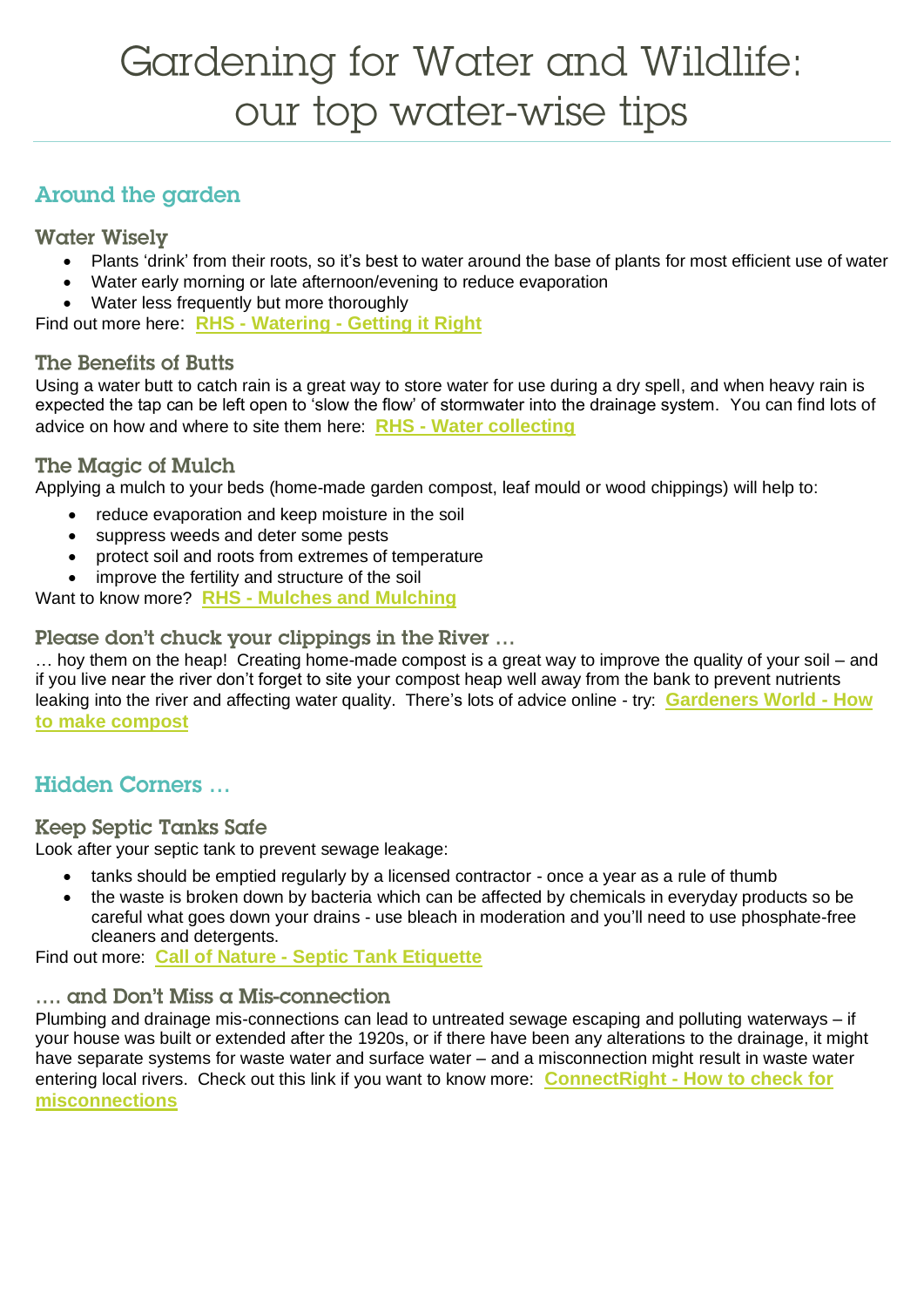# Gardening for Water and Wildlife: our top water-wise tips

## Around the garden

### Water Wisely

- Plants 'drink' from their roots, so it's best to water around the base of plants for most efficient use of water
- Water early morning or late afternoon/evening to reduce evaporation
- Water less frequently but more thoroughly

Find out more here: **RHS - Watering - Getting it Right**

### The Benefits of Butts

Using a water butt to catch rain is a great way to store water for use during a dry spell, and when heavy rain is expected the tap can be left open to 'slow the flow' of stormwater into the drainage system. You can find lots of advice on how and where to site them here: **RHS - Water collecting**

### The Magic of Mulch

Applying a mulch to your beds (home-made garden compost, leaf mould or wood chippings) will help to:

- reduce evaporation and keep moisture in the soil
- suppress weeds and deter some pests
- protect soil and roots from extremes of temperature
- improve the fertility and structure of the soil

Want to know more? **RHS - Mulches and Mulching**

### Please don't chuck your clippings in the River …

… hoy them on the heap! Creating home-made compost is a great way to improve the quality of your soil – and if you live near the river don't forget to site your compost heap well away from the bank to prevent nutrients leaking into the river and affecting water quality. There's lots of advice online - try: **Gardeners World - How to make compost**

## Hidden Corners …

### Keep Septic Tanks Safe

Look after your septic tank to prevent sewage leakage:

- tanks should be emptied regularly by a licensed contractor - once a year as a rule of thumb
- the waste is broken down by bacteria which can be affected by chemicals in everyday products so be careful what goes down your drains - use bleach in moderation and you'll need to use phosphate-free cleaners and detergents.

Find out more: **Call of Nature - Septic Tank Etiquette**

### …. and Don't Miss a Mis-connection

Plumbing and drainage mis-connections can lead to untreated sewage escaping and polluting waterways – if your house was built or extended after the 1920s, or if there have been any alterations to the drainage, it might have separate systems for waste water and surface water – and a misconnection might result in waste water entering local rivers. Check out this link if you want to know more: **ConnectRight - How to check for misconnections**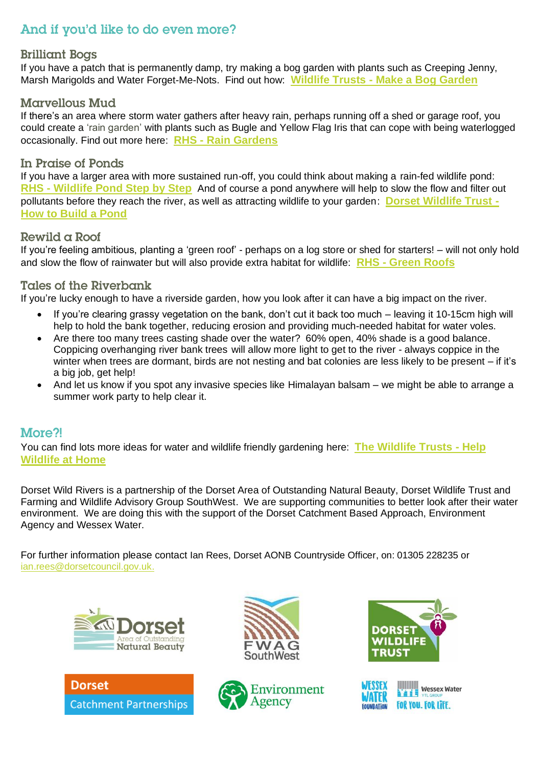## And if you'd like to do even more?

### Brilliant Bogs

If you have a patch that is permanently damp, try making a bog garden with plants such as Creeping Jenny, Marsh Marigolds and Water Forget-Me-Nots. Find out how: **Wildlife Trusts - Make a Bog Garden**

### Marvellous Mud

If there's an area where storm water gathers after heavy rain, perhaps running off a shed or garage roof, you could create a 'rain garden' with plants such as Bugle and Yellow Flag Iris that can cope with being waterlogged occasionally. Find out more here: **RHS - Rain Gardens**

### In Praise of Ponds

If you have a larger area with more sustained run-off, you could think about making a rain-fed wildlife pond: **RHS - Wildlife Pond Step by Step** And of course a pond anywhere will help to slow the flow and filter out pollutants before they reach the river, as well as attracting wildlife to your garden: **Dorset Wildlife Trust - How to Build a Pond**

### Rewild a Roof

If you're feeling ambitious, planting a 'green roof' - perhaps on a log store or shed for starters! – will not only hold and slow the flow of rainwater but will also provide extra habitat for wildlife: **RHS - Green Roofs**

### Tales of the Riverbank

If you're lucky enough to have a riverside garden, how you look after it can have a big impact on the river.

- If you're clearing grassy vegetation on the bank, don't cut it back too much – leaving it 10-15cm high will help to hold the bank together, reducing erosion and providing much-needed habitat for water voles.
- Are there too many trees casting shade over the water? 60% open, 40% shade is a good balance. Coppicing overhanging river bank trees will allow more light to get to the river - always coppice in the winter when trees are dormant, birds are not nesting and bat colonies are less likely to be present – if it's a big job, get help!
- And let us know if you spot any invasive species like Himalayan balsam – we might be able to arrange a summer work party to help clear it.

## More?!

You can find lots more ideas for water and wildlife friendly gardening here: **The Wildlife Trusts - Help Wildlife at Home**

Dorset Wild Rivers is a partnership of the Dorset Area of Outstanding Natural Beauty, Dorset Wildlife Trust and Farming and Wildlife Advisory Group SouthWest. We are supporting communities to better look after their water environment. We are doing this with the support of the Dorset Catchment Based Approach, Environment Agency and Wessex Water.

For further information please contact Ian Rees, Dorset AONB Countryside Officer, on: 01305 228235 or ian.rees@dorsetcouncil.gov.uk.

Dorset Area of Outstanding Natural Beauty

FWAG SouthWest

Dorset Wildlife Trust

Dorset Catchment Partnerships

Environment Agency

Wessex Water Foundation

Wessex Water YTL Group – For you. For life.